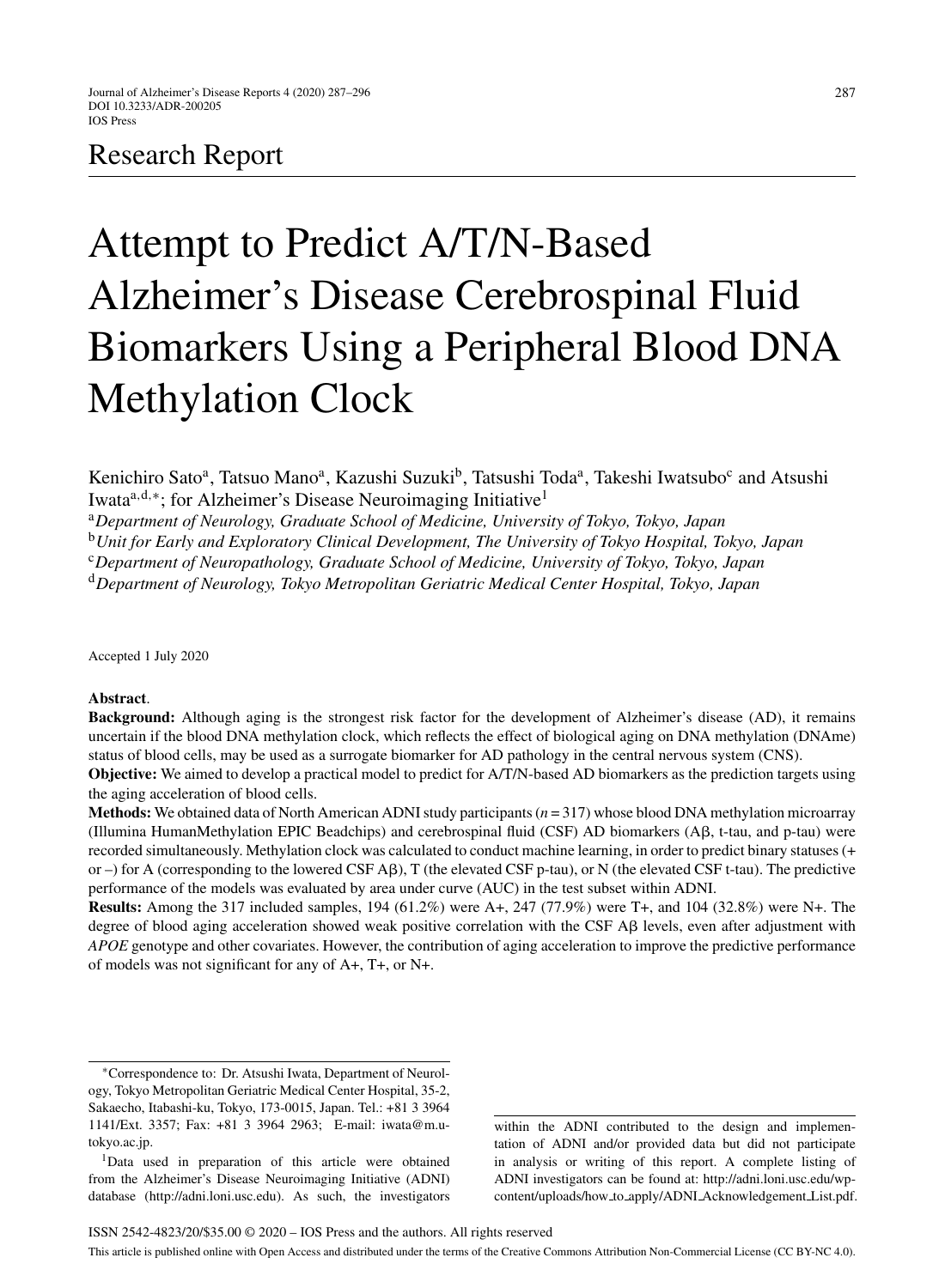Research Report

# Attempt to Predict A/T/N-Based Alzheimer's Disease Cerebrospinal Fluid Biomarkers Using a Peripheral Blood DNA Methylation Clock

Kenichiro Sato[a], Tatsuo Mano[a], Kazushi Suzuki[b], Tatsushi Toda[a], Takeshi Iwatsubo[c] and Atsushi Iwata[a,d,*]; for Alzheimer's Disease Neuroimaging Initiative[1]

[a]*Department of Neurology, Graduate School of Medicine, University of Tokyo, Tokyo, Japan*

[b]*Unit for Early and Exploratory Clinical Development, The University of Tokyo Hospital, Tokyo, Japan*

[c]*Department of Neuropathology, Graduate School of Medicine, University of Tokyo, Tokyo, Japan*

[d]*Department of Neurology, Tokyo Metropolitan Geriatric Medical Center Hospital, Tokyo, Japan*

Accepted 1 July 2020

**Abstract**.

**Background:** Although aging is the strongest risk factor for the development of Alzheimer's disease (AD), it remains uncertain if the blood DNA methylation clock, which reflects the effect of biological aging on DNA methylation (DNAme) status of blood cells, may be used as a surrogate biomarker for AD pathology in the central nervous system (CNS).

**Objective:** We aimed to develop a practical model to predict for A/T/N-based AD biomarkers as the prediction targets using the aging acceleration of blood cells.

**Methods:** We obtained data of North American ADNI study participants ($n = 317$) whose blood DNA methylation microarray (Illumina HumanMethylation EPIC Beadchips) and cerebrospinal fluid (CSF) AD biomarkers (Aβ, t-tau, and p-tau) were recorded simultaneously. Methylation clock was calculated to conduct machine learning, in order to predict binary statuses (+ or –) for A (corresponding to the lowered CSF Aβ), T (the elevated CSF p-tau), or N (the elevated CSF t-tau). The predictive performance of the models was evaluated by area under curve (AUC) in the test subset within ADNI.

**Results:** Among the 317 included samples, 194 (61.2%) were A+, 247 (77.9%) were T+, and 104 (32.8%) were N+. The degree of blood aging acceleration showed weak positive correlation with the CSF Aβ levels, even after adjustment with *APOE* genotype and other covariates. However, the contribution of aging acceleration to improve the predictive performance of models was not significant for any of A+, T+, or N+.

---

*Correspondence to: Dr. Atsushi Iwata, Department of Neurology, Tokyo Metropolitan Geriatric Medical Center Hospital, 35-2, Sakaecho, Itabashi-ku, Tokyo, 173-0015, Japan. Tel.: +81 3 3964 1141/Ext. 3357; Fax: +81 3 3964 2963; E-mail: iwata@m.u-tokyo.ac.jp.

[1]Data used in preparation of this article were obtained from the Alzheimer's Disease Neuroimaging Initiative (ADNI) database (http://adni.loni.usc.edu). As such, the investigators within the ADNI contributed to the design and implementation of ADNI and/or provided data but did not participate in analysis or writing of this report. A complete listing of ADNI investigators can be found at: http://adni.loni.usc.edu/wp-content/uploads/how_to_apply/ADNI_Acknowledgement_List.pdf.

ISSN 2542-4823/20/$35.00 © 2020 – IOS Press and the authors. All rights reserved

This article is published online with Open Access and distributed under the terms of the Creative Commons Attribution Non-Commercial License (CC BY-NC 4.0).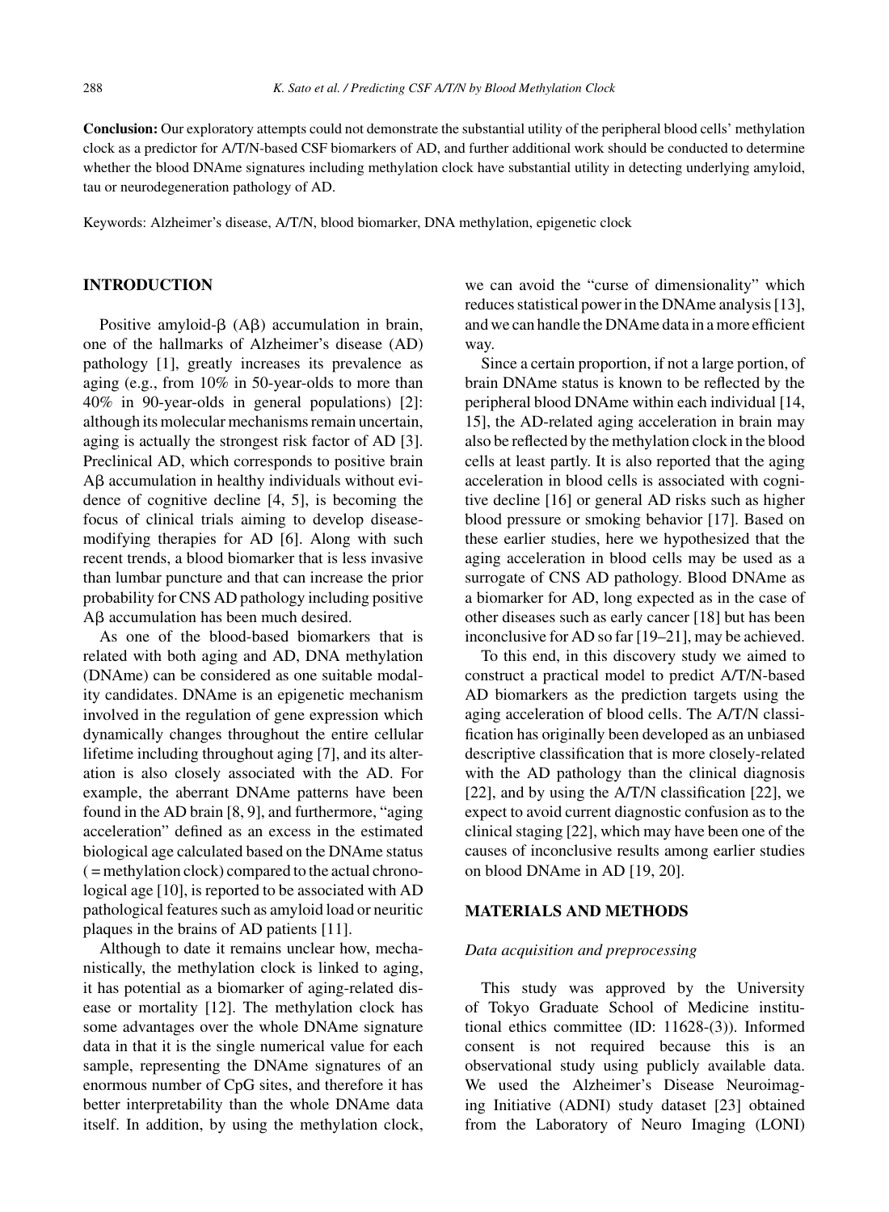**Conclusion:** Our exploratory attempts could not demonstrate the substantial utility of the peripheral blood cells' methylation clock as a predictor for A/T/N-based CSF biomarkers of AD, and further additional work should be conducted to determine whether the blood DNAme signatures including methylation clock have substantial utility in detecting underlying amyloid, tau or neurodegeneration pathology of AD.

Keywords: Alzheimer's disease, A/T/N, blood biomarker, DNA methylation, epigenetic clock

## INTRODUCTION

Positive amyloid-β (Aβ) accumulation in brain, one of the hallmarks of Alzheimer's disease (AD) pathology [1], greatly increases its prevalence as aging (e.g., from 10% in 50-year-olds to more than 40% in 90-year-olds in general populations) [2]: although its molecular mechanisms remain uncertain, aging is actually the strongest risk factor of AD [3]. Preclinical AD, which corresponds to positive brain Aβ accumulation in healthy individuals without evidence of cognitive decline [4, 5], is becoming the focus of clinical trials aiming to develop disease-modifying therapies for AD [6]. Along with such recent trends, a blood biomarker that is less invasive than lumbar puncture and that can increase the prior probability for CNS AD pathology including positive Aβ accumulation has been much desired.

As one of the blood-based biomarkers that is related with both aging and AD, DNA methylation (DNAme) can be considered as one suitable modality candidates. DNAme is an epigenetic mechanism involved in the regulation of gene expression which dynamically changes throughout the entire cellular lifetime including throughout aging [7], and its alteration is also closely associated with the AD. For example, the aberrant DNAme patterns have been found in the AD brain [8, 9], and furthermore, "aging acceleration" defined as an excess in the estimated biological age calculated based on the DNAme status ( = methylation clock) compared to the actual chronological age [10], is reported to be associated with AD pathological features such as amyloid load or neuritic plaques in the brains of AD patients [11].

Although to date it remains unclear how, mechanistically, the methylation clock is linked to aging, it has potential as a biomarker of aging-related disease or mortality [12]. The methylation clock has some advantages over the whole DNAme signature data in that it is the single numerical value for each sample, representing the DNAme signatures of an enormous number of CpG sites, and therefore it has better interpretability than the whole DNAme data itself. In addition, by using the methylation clock, we can avoid the "curse of dimensionality" which reduces statistical power in the DNAme analysis [13], and we can handle the DNAme data in a more efficient way.

Since a certain proportion, if not a large portion, of brain DNAme status is known to be reflected by the peripheral blood DNAme within each individual [14, 15], the AD-related aging acceleration in brain may also be reflected by the methylation clock in the blood cells at least partly. It is also reported that the aging acceleration in blood cells is associated with cognitive decline [16] or general AD risks such as higher blood pressure or smoking behavior [17]. Based on these earlier studies, here we hypothesized that the aging acceleration in blood cells may be used as a surrogate of CNS AD pathology. Blood DNAme as a biomarker for AD, long expected as in the case of other diseases such as early cancer [18] but has been inconclusive for AD so far [19–21], may be achieved.

To this end, in this discovery study we aimed to construct a practical model to predict A/T/N-based AD biomarkers as the prediction targets using the aging acceleration of blood cells. The A/T/N classification has originally been developed as an unbiased descriptive classification that is more closely-related with the AD pathology than the clinical diagnosis [22], and by using the A/T/N classification [22], we expect to avoid current diagnostic confusion as to the clinical staging [22], which may have been one of the causes of inconclusive results among earlier studies on blood DNAme in AD [19, 20].

## MATERIALS AND METHODS

### *Data acquisition and preprocessing*

This study was approved by the University of Tokyo Graduate School of Medicine institutional ethics committee (ID: 11628-(3)). Informed consent is not required because this is an observational study using publicly available data. We used the Alzheimer's Disease Neuroimaging Initiative (ADNI) study dataset [23] obtained from the Laboratory of Neuro Imaging (LONI)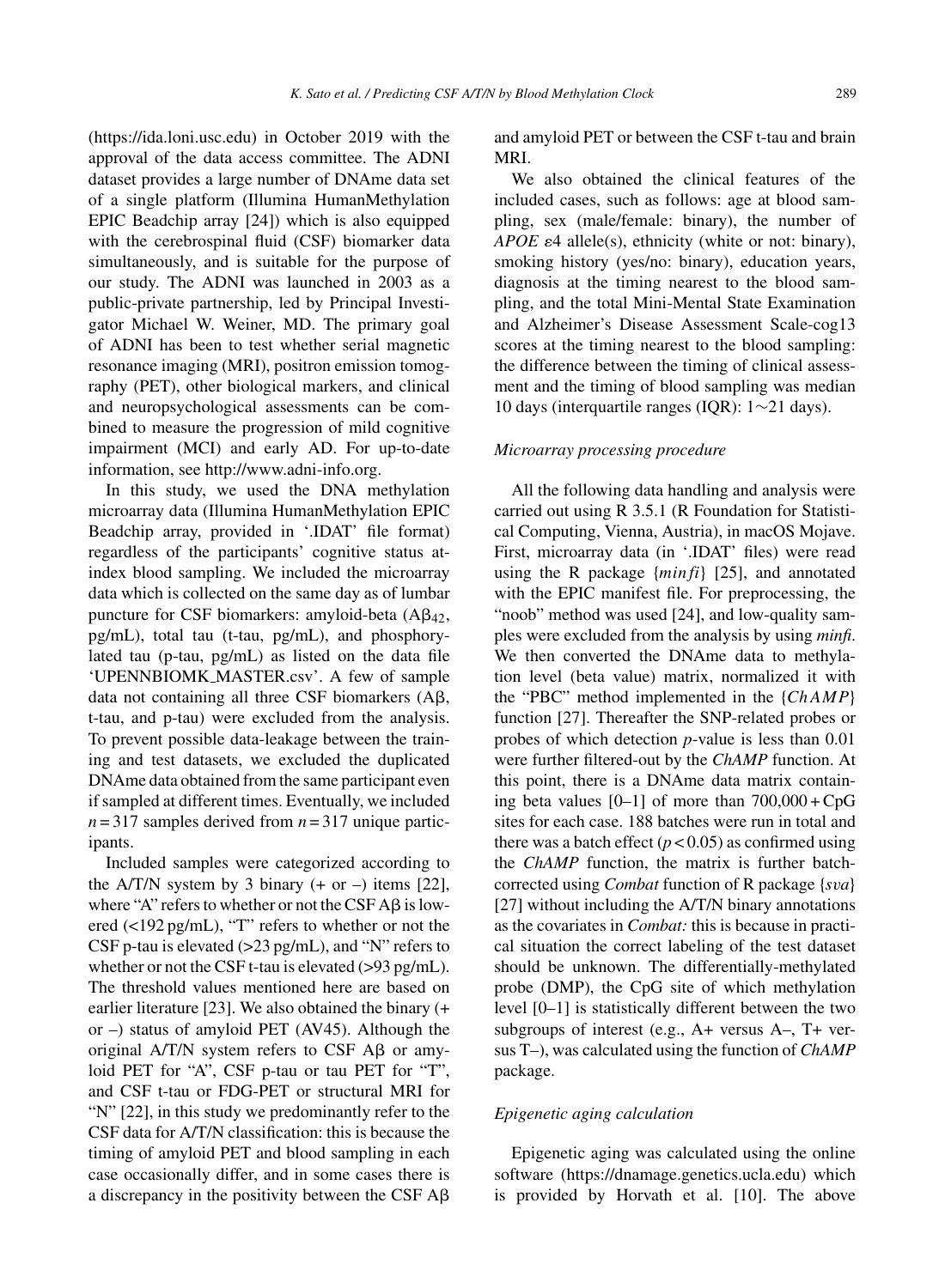(https://ida.loni.usc.edu) in October 2019 with the approval of the data access committee. The ADNI dataset provides a large number of DNAme data set of a single platform (Illumina HumanMethylation EPIC Beadchip array [24]) which is also equipped with the cerebrospinal fluid (CSF) biomarker data simultaneously, and is suitable for the purpose of our study. The ADNI was launched in 2003 as a public-private partnership, led by Principal Investigator Michael W. Weiner, MD. The primary goal of ADNI has been to test whether serial magnetic resonance imaging (MRI), positron emission tomography (PET), other biological markers, and clinical and neuropsychological assessments can be combined to measure the progression of mild cognitive impairment (MCI) and early AD. For up-to-date information, see http://www.adni-info.org.

In this study, we used the DNA methylation microarray data (Illumina HumanMethylation EPIC Beadchip array, provided in '.IDAT' file format) regardless of the participants' cognitive status at-index blood sampling. We included the microarray data which is collected on the same day as of lumbar puncture for CSF biomarkers: amyloid-beta ($A\beta_{42}$, pg/mL), total tau (t-tau, pg/mL), and phosphorylated tau (p-tau, pg/mL) as listed on the data file 'UPENNBIOMK_MASTER.csv'. A few of sample data not containing all three CSF biomarkers ($A\beta$, t-tau, and p-tau) were excluded from the analysis. To prevent possible data-leakage between the training and test datasets, we excluded the duplicated DNAme data obtained from the same participant even if sampled at different times. Eventually, we included $n = 317$ samples derived from $n = 317$ unique participants.

Included samples were categorized according to the A/T/N system by 3 binary (+ or –) items [22], where "A" refers to whether or not the CSF $A\beta$ is lowered (<192 pg/mL), "T" refers to whether or not the CSF p-tau is elevated (>23 pg/mL), and "N" refers to whether or not the CSF t-tau is elevated (>93 pg/mL). The threshold values mentioned here are based on earlier literature [23]. We also obtained the binary (+ or –) status of amyloid PET (AV45). Although the original A/T/N system refers to CSF $A\beta$ or amyloid PET for "A", CSF p-tau or tau PET for "T", and CSF t-tau or FDG-PET or structural MRI for "N" [22], in this study we predominantly refer to the CSF data for A/T/N classification: this is because the timing of amyloid PET and blood sampling in each case occasionally differ, and in some cases there is a discrepancy in the positivity between the CSF $A\beta$ and amyloid PET or between the CSF t-tau and brain MRI.

We also obtained the clinical features of the included cases, such as follows: age at blood sampling, sex (male/female: binary), the number of *APOE* $\varepsilon 4$ allele(s), ethnicity (white or not: binary), smoking history (yes/no: binary), education years, diagnosis at the timing nearest to the blood sampling, and the total Mini-Mental State Examination and Alzheimer's Disease Assessment Scale-cog13 scores at the timing nearest to the blood sampling: the difference between the timing of clinical assessment and the timing of blood sampling was median 10 days (interquartile ranges (IQR): 1~21 days).

### *Microarray processing procedure*

All the following data handling and analysis were carried out using R 3.5.1 (R Foundation for Statistical Computing, Vienna, Austria), in macOS Mojave. First, microarray data (in '.IDAT' files) were read using the R package {*minfi*} [25], and annotated with the EPIC manifest file. For preprocessing, the "noob" method was used [24], and low-quality samples were excluded from the analysis by using *minfi*. We then converted the DNAme data to methylation level (beta value) matrix, normalized it with the "PBC" method implemented in the {*ChAMP*} function [27]. Thereafter the SNP-related probes or probes of which detection *p*-value is less than 0.01 were further filtered-out by the *ChAMP* function. At this point, there is a DNAme data matrix containing beta values [0–1] of more than 700,000 + CpG sites for each case. 188 batches were run in total and there was a batch effect ($p < 0.05$) as confirmed using the *ChAMP* function, the matrix is further batch-corrected using *Combat* function of R package {*sva*} [27] without including the A/T/N binary annotations as the covariates in *Combat:* this is because in practical situation the correct labeling of the test dataset should be unknown. The differentially-methylated probe (DMP), the CpG site of which methylation level [0–1] is statistically different between the two subgroups of interest (e.g., A+ versus A–, T+ versus T–), was calculated using the function of *ChAMP* package.

### *Epigenetic aging calculation*

Epigenetic aging was calculated using the online software (https://dnamage.genetics.ucla.edu) which is provided by Horvath et al. [10]. The above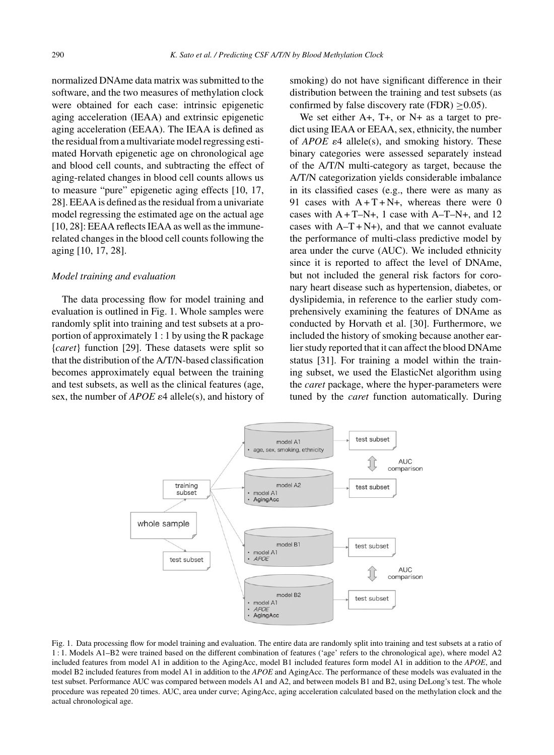normalized DNAme data matrix was submitted to the software, and the two measures of methylation clock were obtained for each case: intrinsic epigenetic aging acceleration (IEAA) and extrinsic epigenetic aging acceleration (EEAA). The IEAA is defined as the residual from a multivariate model regressing estimated Horvath epigenetic age on chronological age and blood cell counts, and subtracting the effect of aging-related changes in blood cell counts allows us to measure "pure" epigenetic aging effects [10, 17, 28]. EEAA is defined as the residual from a univariate model regressing the estimated age on the actual age [10, 28]: EEAA reflects IEAA as well as the immune-related changes in the blood cell counts following the aging [10, 17, 28].

### Model training and evaluation

The data processing flow for model training and evaluation is outlined in Fig. 1. Whole samples were randomly split into training and test subsets at a proportion of approximately 1 : 1 by using the R package {*caret*} function [29]. These datasets were split so that the distribution of the A/T/N-based classification becomes approximately equal between the training and test subsets, as well as the clinical features (age, sex, the number of *APOE* ε4 allele(s), and history of smoking) do not have significant difference in their distribution between the training and test subsets (as confirmed by false discovery rate (FDR) ≥0.05).

We set either A+, T+, or N+ as a target to predict using IEAA or EEAA, sex, ethnicity, the number of *APOE* ε4 allele(s), and smoking history. These binary categories were assessed separately instead of the A/T/N multi-category as target, because the A/T/N categorization yields considerable imbalance in its classified cases (e.g., there were as many as 91 cases with A + T + N+, whereas there were 0 cases with A + T–N+, 1 case with A–T–N+, and 12 cases with A–T + N+), and that we cannot evaluate the performance of multi-class predictive model by area under the curve (AUC). We included ethnicity since it is reported to affect the level of DNAme, but not included the general risk factors for coronary heart disease such as hypertension, diabetes, or dyslipidemia, in reference to the earlier study comprehensively examining the features of DNAme as conducted by Horvath et al. [30]. Furthermore, we included the history of smoking because another earlier study reported that it can affect the blood DNAme status [31]. For training a model within the training subset, we used the ElasticNet algorithm using the *caret* package, where the hyper-parameters were tuned by the *caret* function automatically. During

Fig. 1. Data processing flow for model training and evaluation. The entire data are randomly split into training and test subsets at a ratio of 1 : 1. Models A1–B2 were trained based on the different combination of features ('age' refers to the chronological age), where model A2 included features from model A1 in addition to the AgingAcc, model B1 included features form model A1 in addition to the *APOE*, and model B2 included features from model A1 in addition to the *APOE* and AgingAcc. The performance of these models was evaluated in the test subset. Performance AUC was compared between models A1 and A2, and between models B1 and B2, using DeLong's test. The whole procedure was repeated 20 times. AUC, area under curve; AgingAcc, aging acceleration calculated based on the methylation clock and the actual chronological age.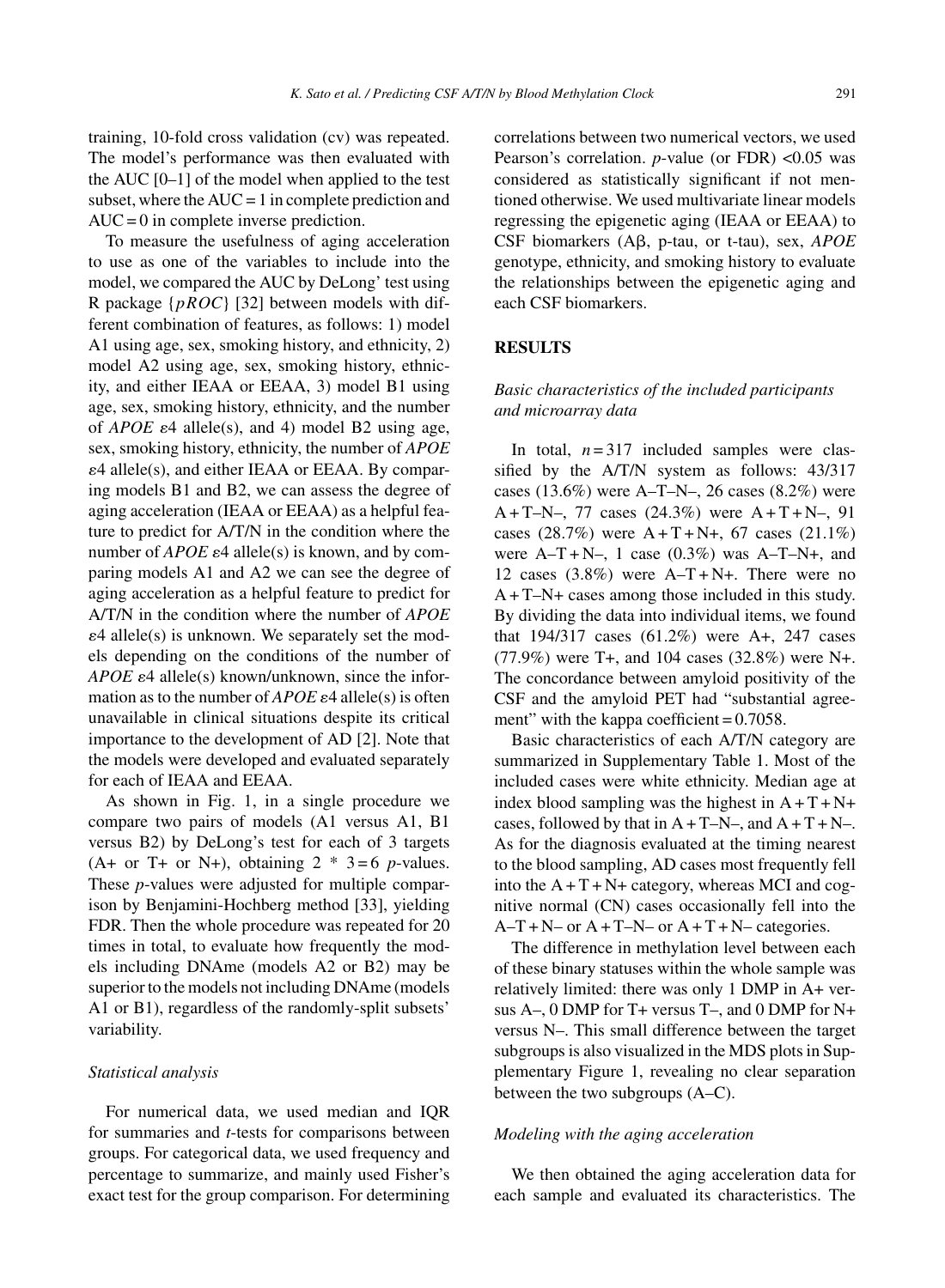training, 10-fold cross validation (cv) was repeated. The model's performance was then evaluated with the AUC [0–1] of the model when applied to the test subset, where the AUC = 1 in complete prediction and AUC = 0 in complete inverse prediction.

To measure the usefulness of aging acceleration to use as one of the variables to include into the model, we compared the AUC by DeLong' test using R package {*pROC*} [32] between models with different combination of features, as follows: 1) model A1 using age, sex, smoking history, and ethnicity, 2) model A2 using age, sex, smoking history, ethnicity, and either IEAA or EEAA, 3) model B1 using age, sex, smoking history, ethnicity, and the number of *APOE* $\varepsilon$4 allele(s), and 4) model B2 using age, sex, smoking history, ethnicity, the number of *APOE* $\varepsilon$4 allele(s), and either IEAA or EEAA. By comparing models B1 and B2, we can assess the degree of aging acceleration (IEAA or EEAA) as a helpful feature to predict for A/T/N in the condition where the number of *APOE* $\varepsilon$4 allele(s) is known, and by comparing models A1 and A2 we can see the degree of aging acceleration as a helpful feature to predict for A/T/N in the condition where the number of *APOE* $\varepsilon$4 allele(s) is unknown. We separately set the models depending on the conditions of the number of *APOE* $\varepsilon$4 allele(s) known/unknown, since the information as to the number of *APOE* $\varepsilon$4 allele(s) is often unavailable in clinical situations despite its critical importance to the development of AD [2]. Note that the models were developed and evaluated separately for each of IEAA and EEAA.

As shown in Fig. 1, in a single procedure we compare two pairs of models (A1 versus A1, B1 versus B2) by DeLong's test for each of 3 targets (A+ or T+ or N+), obtaining $2 * 3 = 6$ *p*-values. These *p*-values were adjusted for multiple comparison by Benjamini-Hochberg method [33], yielding FDR. Then the whole procedure was repeated for 20 times in total, to evaluate how frequently the models including DNAme (models A2 or B2) may be superior to the models not including DNAme (models A1 or B1), regardless of the randomly-split subsets' variability.

### *Statistical analysis*

For numerical data, we used median and IQR for summaries and *t*-tests for comparisons between groups. For categorical data, we used frequency and percentage to summarize, and mainly used Fisher's exact test for the group comparison. For determining correlations between two numerical vectors, we used Pearson's correlation. *p*-value (or FDR) <0.05 was considered as statistically significant if not mentioned otherwise. We used multivariate linear models regressing the epigenetic aging (IEAA or EEAA) to CSF biomarkers (A$\beta$, p-tau, or t-tau), sex, *APOE* genotype, ethnicity, and smoking history to evaluate the relationships between the epigenetic aging and each CSF biomarkers.

## RESULTS

### *Basic characteristics of the included participants and microarray data*

In total, $n = 317$ included samples were classified by the A/T/N system as follows: 43/317 cases (13.6%) were A–T–N–, 26 cases (8.2%) were A + T–N–, 77 cases (24.3%) were A + T + N–, 91 cases (28.7%) were A + T + N+, 67 cases (21.1%) were A–T + N–, 1 case (0.3%) was A–T–N+, and 12 cases (3.8%) were A–T + N+. There were no A + T–N+ cases among those included in this study. By dividing the data into individual items, we found that 194/317 cases (61.2%) were A+, 247 cases (77.9%) were T+, and 104 cases (32.8%) were N+. The concordance between amyloid positivity of the CSF and the amyloid PET had "substantial agreement" with the kappa coefficient = 0.7058.

Basic characteristics of each A/T/N category are summarized in Supplementary Table 1. Most of the included cases were white ethnicity. Median age at index blood sampling was the highest in A + T + N+ cases, followed by that in A + T–N–, and A + T + N–. As for the diagnosis evaluated at the timing nearest to the blood sampling, AD cases most frequently fell into the A + T + N+ category, whereas MCI and cognitive normal (CN) cases occasionally fell into the A–T + N– or A + T–N– or A + T + N– categories.

The difference in methylation level between each of these binary statuses within the whole sample was relatively limited: there was only 1 DMP in A+ versus A–, 0 DMP for T+ versus T–, and 0 DMP for N+ versus N–. This small difference between the target subgroups is also visualized in the MDS plots in Supplementary Figure 1, revealing no clear separation between the two subgroups (A–C).

### *Modeling with the aging acceleration*

We then obtained the aging acceleration data for each sample and evaluated its characteristics. The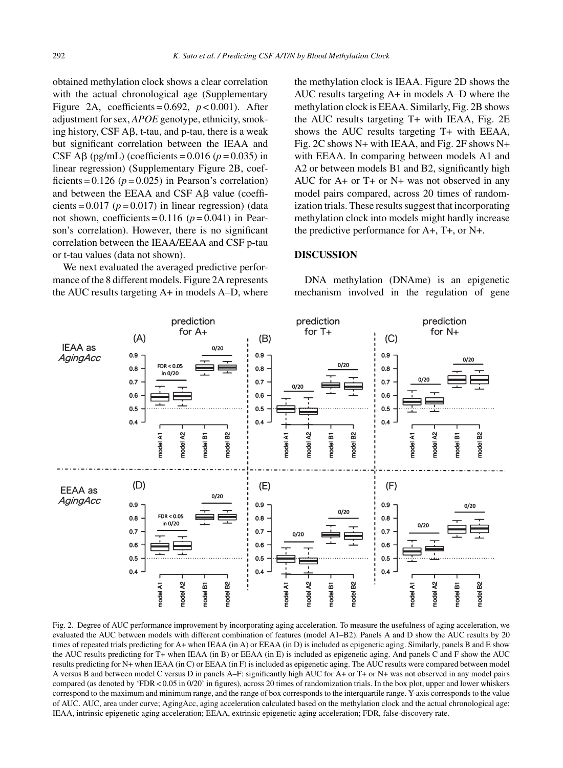obtained methylation clock shows a clear correlation with the actual chronological age (Supplementary Figure 2A, coefficients = 0.692, $p < 0.001$). After adjustment for sex, *APOE* genotype, ethnicity, smoking history, CSF A$\beta$, t-tau, and p-tau, there is a weak but significant correlation between the IEAA and CSF A$\beta$ (pg/mL) (coefficients = 0.016 ($p = 0.035$) in linear regression) (Supplementary Figure 2B, coefficients = 0.126 ($p = 0.025$) in Pearson's correlation) and between the EEAA and CSF A$\beta$ value (coefficients = 0.017 ($p = 0.017$) in linear regression) (data not shown, coefficients = 0.116 ($p = 0.041$) in Pearson's correlation). However, there is no significant correlation between the IEAA/EEAA and CSF p-tau or t-tau values (data not shown).

We next evaluated the averaged predictive performance of the 8 different models. Figure 2A represents the AUC results targeting A+ in models A–D, where the methylation clock is IEAA. Figure 2D shows the AUC results targeting A+ in models A–D where the methylation clock is EEAA. Similarly, Fig. 2B shows the AUC results targeting T+ with IEAA, Fig. 2E shows the AUC results targeting T+ with EEAA, Fig. 2C shows N+ with IEAA, and Fig. 2F shows N+ with EEAA. In comparing between models A1 and A2 or between models B1 and B2, significantly high AUC for A+ or T+ or N+ was not observed in any model pairs compared, across 20 times of randomization trials. These results suggest that incorporating methylation clock into models might hardly increase the predictive performance for A+, T+, or N+.

## DISCUSSION

DNA methylation (DNAme) is an epigenetic mechanism involved in the regulation of gene

Fig. 2. Degree of AUC performance improvement by incorporating aging acceleration. To measure the usefulness of aging acceleration, we evaluated the AUC between models with different combination of features (model A1–B2). Panels A and D show the AUC results by 20 times of repeated trials predicting for A+ when IEAA (in A) or EEAA (in D) is included as epigenetic aging. Similarly, panels B and E show the AUC results predicting for T+ when IEAA (in B) or EEAA (in E) is included as epigenetic aging. And panels C and F show the AUC results predicting for N+ when IEAA (in C) or EEAA (in F) is included as epigenetic aging. The AUC results were compared between model A versus B and between model C versus D in panels A–F: significantly high AUC for A+ or T+ or N+ was not observed in any model pairs compared (as denoted by 'FDR < 0.05 in 0/20' in figures), across 20 times of randomization trials. In the box plot, upper and lower whiskers correspond to the maximum and minimum range, and the range of box corresponds to the interquartile range. Y-axis corresponds to the value of AUC. AUC, area under curve; AgingAcc, aging acceleration calculated based on the methylation clock and the actual chronological age; IEAA, intrinsic epigenetic aging acceleration; EEAA, extrinsic epigenetic aging acceleration; FDR, false-discovery rate.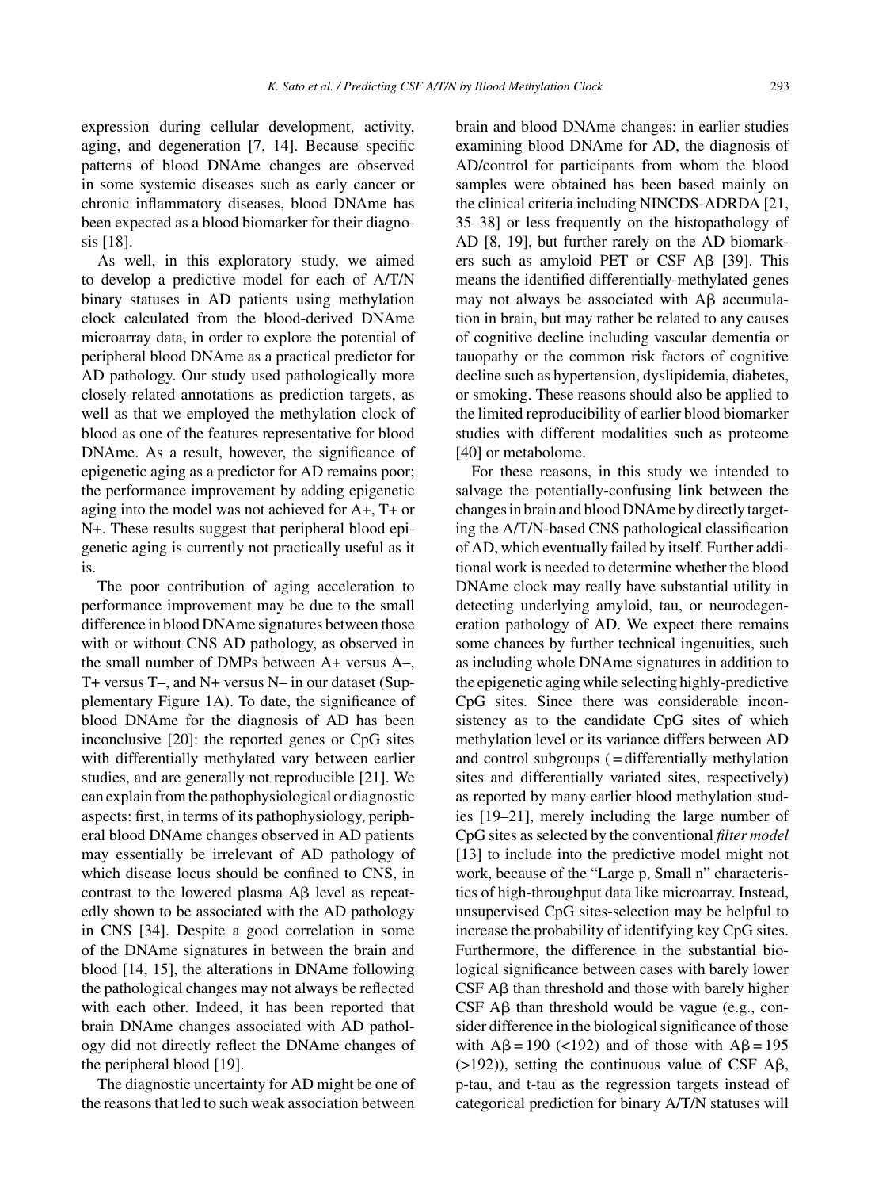expression during cellular development, activity, aging, and degeneration [7, 14]. Because specific patterns of blood DNAme changes are observed in some systemic diseases such as early cancer or chronic inflammatory diseases, blood DNAme has been expected as a blood biomarker for their diagnosis [18].

As well, in this exploratory study, we aimed to develop a predictive model for each of A/T/N binary statuses in AD patients using methylation clock calculated from the blood-derived DNAme microarray data, in order to explore the potential of peripheral blood DNAme as a practical predictor for AD pathology. Our study used pathologically more closely-related annotations as prediction targets, as well as that we employed the methylation clock of blood as one of the features representative for blood DNAme. As a result, however, the significance of epigenetic aging as a predictor for AD remains poor; the performance improvement by adding epigenetic aging into the model was not achieved for A+, T+ or N+. These results suggest that peripheral blood epigenetic aging is currently not practically useful as it is.

The poor contribution of aging acceleration to performance improvement may be due to the small difference in blood DNAme signatures between those with or without CNS AD pathology, as observed in the small number of DMPs between A+ versus A–, T+ versus T–, and N+ versus N– in our dataset (Supplementary Figure 1A). To date, the significance of blood DNAme for the diagnosis of AD has been inconclusive [20]: the reported genes or CpG sites with differentially methylated vary between earlier studies, and are generally not reproducible [21]. We can explain from the pathophysiological or diagnostic aspects: first, in terms of its pathophysiology, peripheral blood DNAme changes observed in AD patients may essentially be irrelevant of AD pathology of which disease locus should be confined to CNS, in contrast to the lowered plasma Aβ level as repeatedly shown to be associated with the AD pathology in CNS [34]. Despite a good correlation in some of the DNAme signatures in between the brain and blood [14, 15], the alterations in DNAme following the pathological changes may not always be reflected with each other. Indeed, it has been reported that brain DNAme changes associated with AD pathology did not directly reflect the DNAme changes of the peripheral blood [19].

The diagnostic uncertainty for AD might be one of the reasons that led to such weak association between brain and blood DNAme changes: in earlier studies examining blood DNAme for AD, the diagnosis of AD/control for participants from whom the blood samples were obtained has been based mainly on the clinical criteria including NINCDS-ADRDA [21, 35–38] or less frequently on the histopathology of AD [8, 19], but further rarely on the AD biomarkers such as amyloid PET or CSF Aβ [39]. This means the identified differentially-methylated genes may not always be associated with Aβ accumulation in brain, but may rather be related to any causes of cognitive decline including vascular dementia or tauopathy or the common risk factors of cognitive decline such as hypertension, dyslipidemia, diabetes, or smoking. These reasons should also be applied to the limited reproducibility of earlier blood biomarker studies with different modalities such as proteome [40] or metabolome.

For these reasons, in this study we intended to salvage the potentially-confusing link between the changes in brain and blood DNAme by directly targeting the A/T/N-based CNS pathological classification of AD, which eventually failed by itself. Further additional work is needed to determine whether the blood DNAme clock may really have substantial utility in detecting underlying amyloid, tau, or neurodegeneration pathology of AD. We expect there remains some chances by further technical ingenuities, such as including whole DNAme signatures in addition to the epigenetic aging while selecting highly-predictive CpG sites. Since there was considerable inconsistency as to the candidate CpG sites of which methylation level or its variance differs between AD and control subgroups ( = differentially methylation sites and differentially variated sites, respectively) as reported by many earlier blood methylation studies [19–21], merely including the large number of CpG sites as selected by the conventional *filter model* [13] to include into the predictive model might not work, because of the "Large p, Small n" characteristics of high-throughput data like microarray. Instead, unsupervised CpG sites-selection may be helpful to increase the probability of identifying key CpG sites. Furthermore, the difference in the substantial biological significance between cases with barely lower CSF Aβ than threshold and those with barely higher CSF Aβ than threshold would be vague (e.g., consider difference in the biological significance of those with Aβ = 190 (<192) and of those with Aβ = 195 (>192)), setting the continuous value of CSF Aβ, p-tau, and t-tau as the regression targets instead of categorical prediction for binary A/T/N statuses will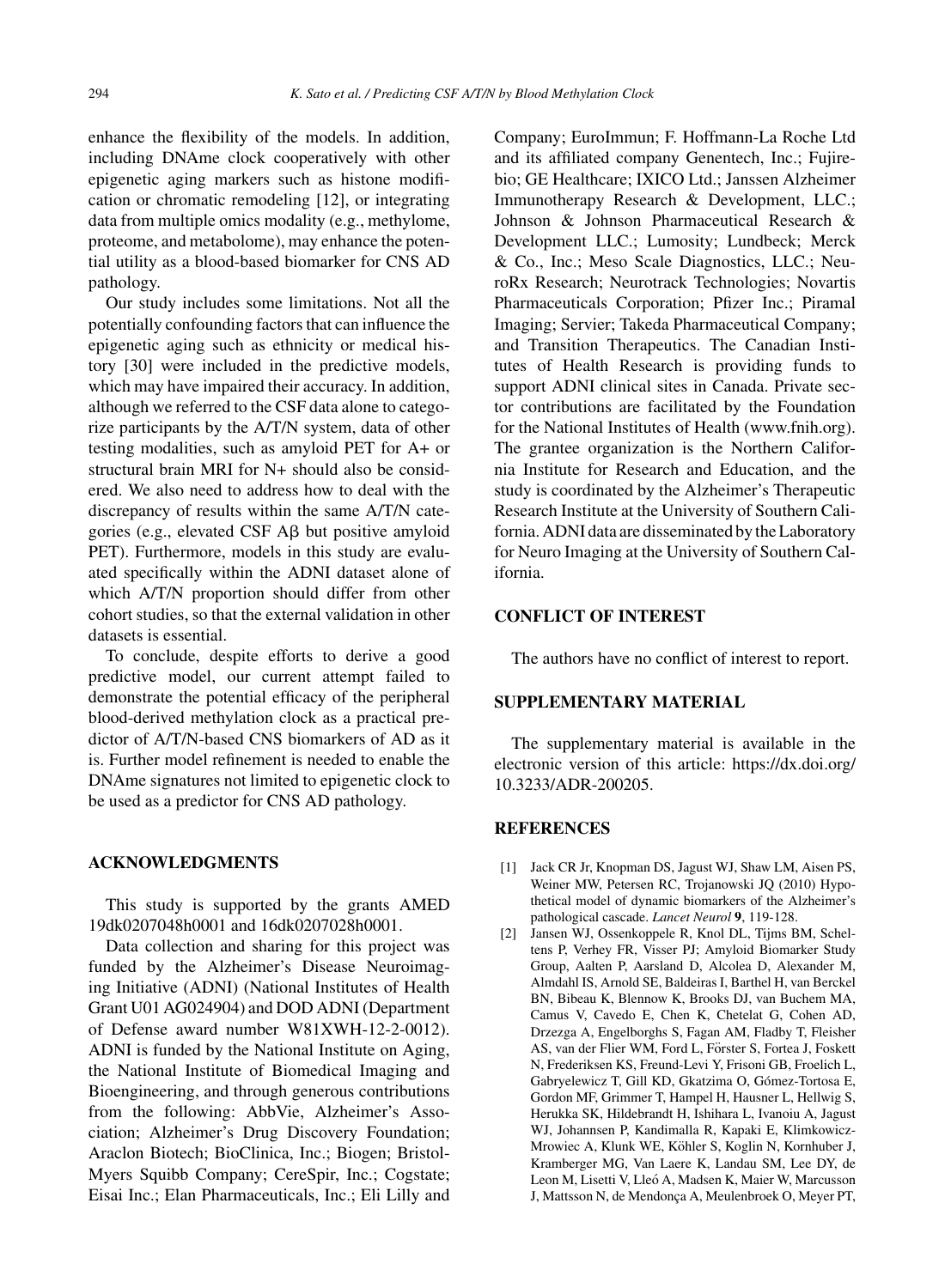enhance the flexibility of the models. In addition, including DNAme clock cooperatively with other epigenetic aging markers such as histone modification or chromatic remodeling [12], or integrating data from multiple omics modality (e.g., methylome, proteome, and metabolome), may enhance the potential utility as a blood-based biomarker for CNS AD pathology.

Our study includes some limitations. Not all the potentially confounding factors that can influence the epigenetic aging such as ethnicity or medical history [30] were included in the predictive models, which may have impaired their accuracy. In addition, although we referred to the CSF data alone to categorize participants by the A/T/N system, data of other testing modalities, such as amyloid PET for A+ or structural brain MRI for N+ should also be considered. We also need to address how to deal with the discrepancy of results within the same A/T/N categories (e.g., elevated CSF Aβ but positive amyloid PET). Furthermore, models in this study are evaluated specifically within the ADNI dataset alone of which A/T/N proportion should differ from other cohort studies, so that the external validation in other datasets is essential.

To conclude, despite efforts to derive a good predictive model, our current attempt failed to demonstrate the potential efficacy of the peripheral blood-derived methylation clock as a practical predictor of A/T/N-based CNS biomarkers of AD as it is. Further model refinement is needed to enable the DNAme signatures not limited to epigenetic clock to be used as a predictor for CNS AD pathology.

## ACKNOWLEDGMENTS

This study is supported by the grants AMED 19dk0207048h0001 and 16dk0207028h0001.

Data collection and sharing for this project was funded by the Alzheimer's Disease Neuroimaging Initiative (ADNI) (National Institutes of Health Grant U01 AG024904) and DOD ADNI (Department of Defense award number W81XWH-12-2-0012). ADNI is funded by the National Institute on Aging, the National Institute of Biomedical Imaging and Bioengineering, and through generous contributions from the following: AbbVie, Alzheimer's Association; Alzheimer's Drug Discovery Foundation; Araclon Biotech; BioClinica, Inc.; Biogen; Bristol-Myers Squibb Company; CereSpir, Inc.; Cogstate; Eisai Inc.; Elan Pharmaceuticals, Inc.; Eli Lilly and Company; EuroImmun; F. Hoffmann-La Roche Ltd and its affiliated company Genentech, Inc.; Fujirebio; GE Healthcare; IXICO Ltd.; Janssen Alzheimer Immunotherapy Research & Development, LLC.; Johnson & Johnson Pharmaceutical Research & Development LLC.; Lumosity; Lundbeck; Merck & Co., Inc.; Meso Scale Diagnostics, LLC.; NeuroRx Research; Neurotrack Technologies; Novartis Pharmaceuticals Corporation; Pfizer Inc.; Piramal Imaging; Servier; Takeda Pharmaceutical Company; and Transition Therapeutics. The Canadian Institutes of Health Research is providing funds to support ADNI clinical sites in Canada. Private sector contributions are facilitated by the Foundation for the National Institutes of Health (www.fnih.org). The grantee organization is the Northern California Institute for Research and Education, and the study is coordinated by the Alzheimer's Therapeutic Research Institute at the University of Southern California. ADNI data are disseminated by the Laboratory for Neuro Imaging at the University of Southern California.

## CONFLICT OF INTEREST

The authors have no conflict of interest to report.

## SUPPLEMENTARY MATERIAL

The supplementary material is available in the electronic version of this article: https://dx.doi.org/10.3233/ADR-200205.

## REFERENCES

[1] Jack CR Jr, Knopman DS, Jagust WJ, Shaw LM, Aisen PS, Weiner MW, Petersen RC, Trojanowski JQ (2010) Hypothetical model of dynamic biomarkers of the Alzheimer's pathological cascade. *Lancet Neurol* **9**, 119-128.

[2] Jansen WJ, Ossenkoppele R, Knol DL, Tijms BM, Scheltens P, Verhey FR, Visser PJ; Amyloid Biomarker Study Group, Aalten P, Aarsland D, Alcolea D, Alexander M, Almdahl IS, Arnold SE, Baldeiras I, Barthel H, van Berckel BN, Bibeau K, Blennow K, Brooks DJ, van Buchem MA, Camus V, Cavedo E, Chen K, Chetelat G, Cohen AD, Drzezga A, Engelborghs S, Fagan AM, Fladby T, Fleisher AS, van der Flier WM, Ford L, Förster S, Fortea J, Foskett N, Frederiksen KS, Freund-Levi Y, Frisoni GB, Froelich L, Gabryelewicz T, Gill KD, Gkatzima O, Gómez-Tortosa E, Gordon MF, Grimmer T, Hampel H, Hausner L, Hellwig S, Herukka SK, Hildebrandt H, Ishihara L, Ivanoiu A, Jagust WJ, Johannsen P, Kandimalla R, Kapaki E, Klimkowicz-Mrowiec A, Klunk WE, Köhler S, Koglin N, Kornhuber J, Kramberger MG, Van Laere K, Landau SM, Lee DY, de Leon M, Lisetti V, Lleó A, Madsen K, Maier W, Marcusson J, Mattsson N, de Mendonça A, Meulenbroek O, Meyer PT,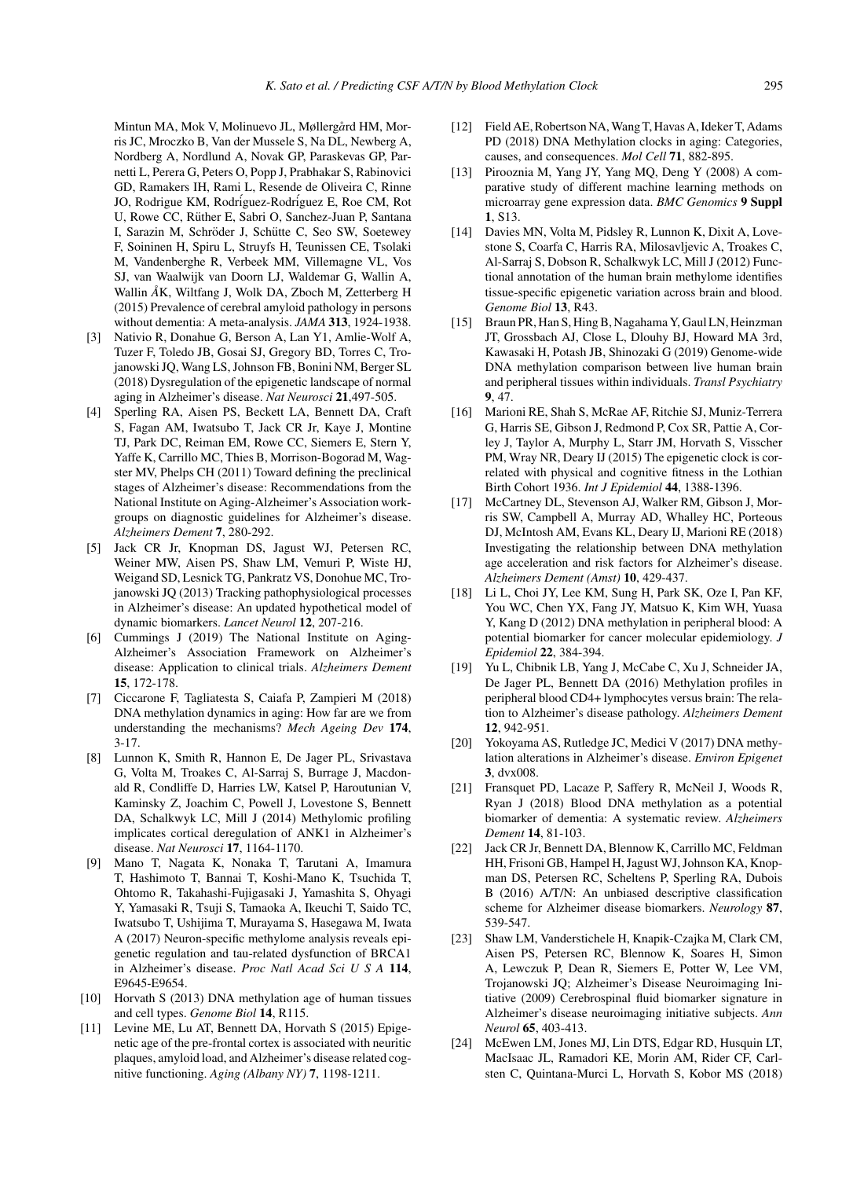Mintun MA, Mok V, Molinuevo JL, Møllergård HM, Morris JC, Mroczko B, Van der Mussele S, Na DL, Newberg A, Nordberg A, Nordlund A, Novak GP, Paraskevas GP, Parnetti L, Perera G, Peters O, Popp J, Prabhakar S, Rabinovici GD, Ramakers IH, Rami L, Resende de Oliveira C, Rinne JO, Rodrigue KM, Rodríguez-Rodríguez E, Roe CM, Rot U, Rowe CC, Rüther E, Sabri O, Sanchez-Juan P, Santana I, Sarazin M, Schröder J, Schütte C, Seo SW, Soetewey F, Soininen H, Spiru L, Struyfs H, Teunissen CE, Tsolaki M, Vandenberghe R, Verbeek MM, Villemagne VL, Vos SJ, van Waalwijk van Doorn LJ, Waldemar G, Wallin A, Wallin ÅK, Wiltfang J, Wolk DA, Zboch M, Zetterberg H (2015) Prevalence of cerebral amyloid pathology in persons without dementia: A meta-analysis. *JAMA* **313**, 1924-1938.

[3] Nativio R, Donahue G, Berson A, Lan Y1, Amlie-Wolf A, Tuzer F, Toledo JB, Gosai SJ, Gregory BD, Torres C, Trojanowski JQ, Wang LS, Johnson FB, Bonini NM, Berger SL (2018) Dysregulation of the epigenetic landscape of normal aging in Alzheimer's disease. *Nat Neurosci* **21**,497-505.

[4] Sperling RA, Aisen PS, Beckett LA, Bennett DA, Craft S, Fagan AM, Iwatsubo T, Jack CR Jr, Kaye J, Montine TJ, Park DC, Reiman EM, Rowe CC, Siemers E, Stern Y, Yaffe K, Carrillo MC, Thies B, Morrison-Bogorad M, Wagster MV, Phelps CH (2011) Toward defining the preclinical stages of Alzheimer's disease: Recommendations from the National Institute on Aging-Alzheimer's Association workgroups on diagnostic guidelines for Alzheimer's disease. *Alzheimers Dement* **7**, 280-292.

[5] Jack CR Jr, Knopman DS, Jagust WJ, Petersen RC, Weiner MW, Aisen PS, Shaw LM, Vemuri P, Wiste HJ, Weigand SD, Lesnick TG, Pankratz VS, Donohue MC, Trojanowski JQ (2013) Tracking pathophysiological processes in Alzheimer's disease: An updated hypothetical model of dynamic biomarkers. *Lancet Neurol* **12**, 207-216.

[6] Cummings J (2019) The National Institute on Aging-Alzheimer's Association Framework on Alzheimer's disease: Application to clinical trials. *Alzheimers Dement* **15**, 172-178.

[7] Ciccarone F, Tagliatesta S, Caiafa P, Zampieri M (2018) DNA methylation dynamics in aging: How far are we from understanding the mechanisms? *Mech Ageing Dev* **174**, 3-17.

[8] Lunnon K, Smith R, Hannon E, De Jager PL, Srivastava G, Volta M, Troakes C, Al-Sarraj S, Burrage J, Macdonald R, Condliffe D, Harries LW, Katsel P, Haroutunian V, Kaminsky Z, Joachim C, Powell J, Lovestone S, Bennett DA, Schalkwyk LC, Mill J (2014) Methylomic profiling implicates cortical deregulation of ANK1 in Alzheimer's disease. *Nat Neurosci* **17**, 1164-1170.

[9] Mano T, Nagata K, Nonaka T, Tarutani A, Imamura T, Hashimoto T, Bannai T, Koshi-Mano K, Tsuchida T, Ohtomo R, Takahashi-Fujigasaki J, Yamashita S, Ohyagi Y, Yamasaki R, Tsuji S, Tamaoka A, Ikeuchi T, Saido TC, Iwatsubo T, Ushijima T, Murayama S, Hasegawa M, Iwata A (2017) Neuron-specific methylome analysis reveals epigenetic regulation and tau-related dysfunction of BRCA1 in Alzheimer's disease. *Proc Natl Acad Sci U S A* **114**, E9645-E9654.

[10] Horvath S (2013) DNA methylation age of human tissues and cell types. *Genome Biol* **14**, R115.

[11] Levine ME, Lu AT, Bennett DA, Horvath S (2015) Epigenetic age of the pre-frontal cortex is associated with neuritic plaques, amyloid load, and Alzheimer's disease related cognitive functioning. *Aging (Albany NY)* **7**, 1198-1211.

[12] Field AE, Robertson NA, Wang T, Havas A, Ideker T, Adams PD (2018) DNA Methylation clocks in aging: Categories, causes, and consequences. *Mol Cell* **71**, 882-895.

[13] Pirooznia M, Yang JY, Yang MQ, Deng Y (2008) A comparative study of different machine learning methods on microarray gene expression data. *BMC Genomics* **9 Suppl 1**, S13.

[14] Davies MN, Volta M, Pidsley R, Lunnon K, Dixit A, Lovestone S, Coarfa C, Harris RA, Milosavljevic A, Troakes C, Al-Sarraj S, Dobson R, Schalkwyk LC, Mill J (2012) Functional annotation of the human brain methylome identifies tissue-specific epigenetic variation across brain and blood. *Genome Biol* **13**, R43.

[15] Braun PR, Han S, Hing B, Nagahama Y, Gaul LN, Heinzman JT, Grossbach AJ, Close L, Dlouhy BJ, Howard MA 3rd, Kawasaki H, Potash JB, Shinozaki G (2019) Genome-wide DNA methylation comparison between live human brain and peripheral tissues within individuals. *Transl Psychiatry* **9**, 47.

[16] Marioni RE, Shah S, McRae AF, Ritchie SJ, Muniz-Terrera G, Harris SE, Gibson J, Redmond P, Cox SR, Pattie A, Corley J, Taylor A, Murphy L, Starr JM, Horvath S, Visscher PM, Wray NR, Deary IJ (2015) The epigenetic clock is correlated with physical and cognitive fitness in the Lothian Birth Cohort 1936. *Int J Epidemiol* **44**, 1388-1396.

[17] McCartney DL, Stevenson AJ, Walker RM, Gibson J, Morris SW, Campbell A, Murray AD, Whalley HC, Porteous DJ, McIntosh AM, Evans KL, Deary IJ, Marioni RE (2018) Investigating the relationship between DNA methylation age acceleration and risk factors for Alzheimer's disease. *Alzheimers Dement (Amst)* **10**, 429-437.

[18] Li L, Choi JY, Lee KM, Sung H, Park SK, Oze I, Pan KF, You WC, Chen YX, Fang JY, Matsuo K, Kim WH, Yuasa Y, Kang D (2012) DNA methylation in peripheral blood: A potential biomarker for cancer molecular epidemiology. *J Epidemiol* **22**, 384-394.

[19] Yu L, Chibnik LB, Yang J, McCabe C, Xu J, Schneider JA, De Jager PL, Bennett DA (2016) Methylation profiles in peripheral blood CD4+ lymphocytes versus brain: The relation to Alzheimer's disease pathology. *Alzheimers Dement* **12**, 942-951.

[20] Yokoyama AS, Rutledge JC, Medici V (2017) DNA methylation alterations in Alzheimer's disease. *Environ Epigenet* **3**, dvx008.

[21] Fransquet PD, Lacaze P, Saffery R, McNeil J, Woods R, Ryan J (2018) Blood DNA methylation as a potential biomarker of dementia: A systematic review. *Alzheimers Dement* **14**, 81-103.

[22] Jack CR Jr, Bennett DA, Blennow K, Carrillo MC, Feldman HH, Frisoni GB, Hampel H, Jagust WJ, Johnson KA, Knopman DS, Petersen RC, Scheltens P, Sperling RA, Dubois B (2016) A/T/N: An unbiased descriptive classification scheme for Alzheimer disease biomarkers. *Neurology* **87**, 539-547.

[23] Shaw LM, Vanderstichele H, Knapik-Czajka M, Clark CM, Aisen PS, Petersen RC, Blennow K, Soares H, Simon A, Lewczuk P, Dean R, Siemers E, Potter W, Lee VM, Trojanowski JQ; Alzheimer's Disease Neuroimaging Initiative (2009) Cerebrospinal fluid biomarker signature in Alzheimer's disease neuroimaging initiative subjects. *Ann Neurol* **65**, 403-413.

[24] McEwen LM, Jones MJ, Lin DTS, Edgar RD, Husquin LT, MacIsaac JL, Ramadori KE, Morin AM, Rider CF, Carlsten C, Quintana-Murci L, Horvath S, Kobor MS (2018)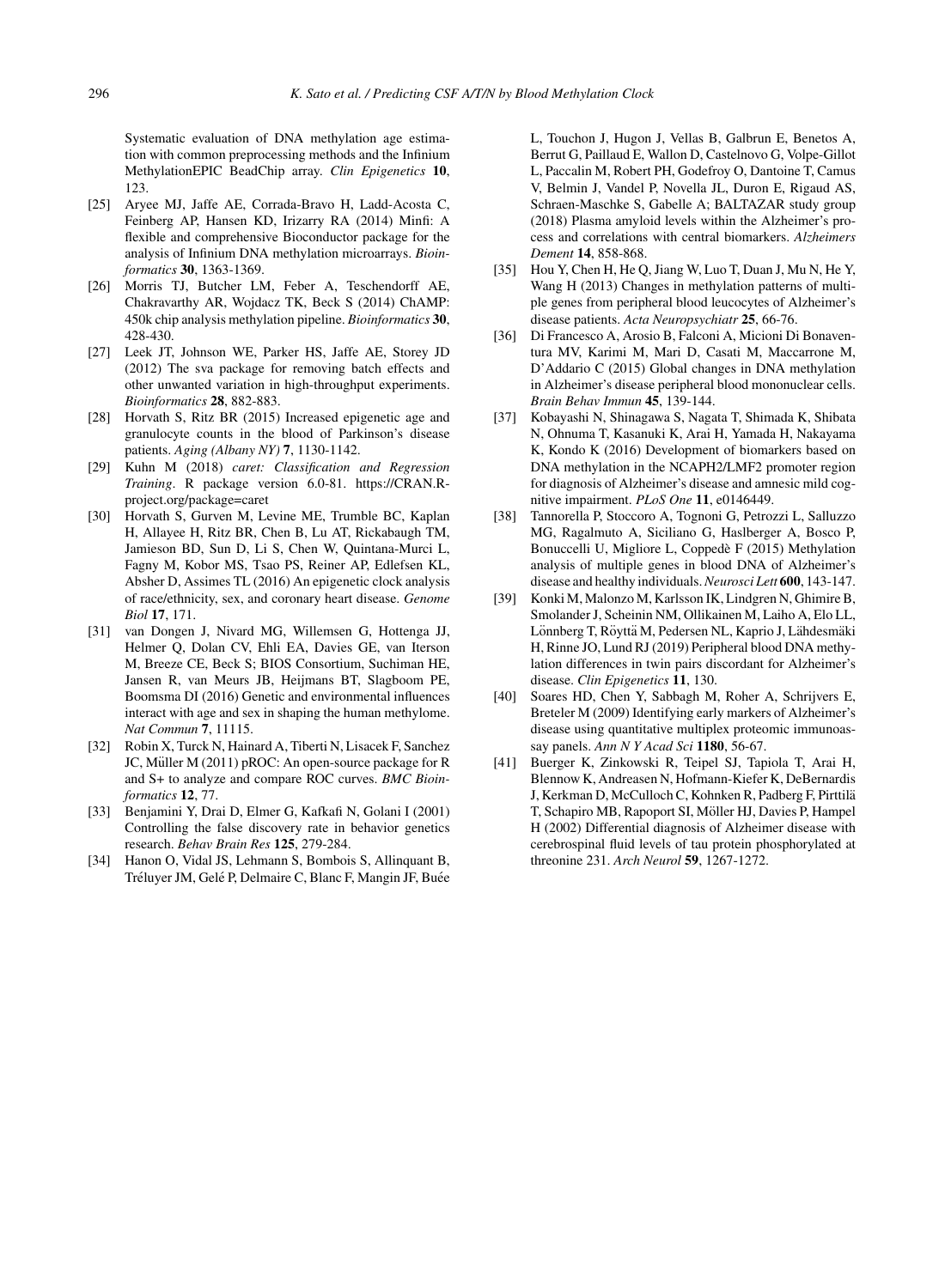Systematic evaluation of DNA methylation age estimation with common preprocessing methods and the Infinium MethylationEPIC BeadChip array. *Clin Epigenetics* **10**, 123.

[25] Aryee MJ, Jaffe AE, Corrada-Bravo H, Ladd-Acosta C, Feinberg AP, Hansen KD, Irizarry RA (2014) Minfi: A flexible and comprehensive Bioconductor package for the analysis of Infinium DNA methylation microarrays. *Bioinformatics* **30**, 1363-1369.

[26] Morris TJ, Butcher LM, Feber A, Teschendorff AE, Chakravarthy AR, Wojdacz TK, Beck S (2014) ChAMP: 450k chip analysis methylation pipeline. *Bioinformatics* **30**, 428-430.

[27] Leek JT, Johnson WE, Parker HS, Jaffe AE, Storey JD (2012) The sva package for removing batch effects and other unwanted variation in high-throughput experiments. *Bioinformatics* **28**, 882-883.

[28] Horvath S, Ritz BR (2015) Increased epigenetic age and granulocyte counts in the blood of Parkinson's disease patients. *Aging (Albany NY)* **7**, 1130-1142.

[29] Kuhn M (2018) *caret: Classification and Regression Training*. R package version 6.0-81. https://CRAN.R-project.org/package=caret

[30] Horvath S, Gurven M, Levine ME, Trumble BC, Kaplan H, Allayee H, Ritz BR, Chen B, Lu AT, Rickabaugh TM, Jamieson BD, Sun D, Li S, Chen W, Quintana-Murci L, Fagny M, Kobor MS, Tsao PS, Reiner AP, Edlefsen KL, Absher D, Assimes TL (2016) An epigenetic clock analysis of race/ethnicity, sex, and coronary heart disease. *Genome Biol* **17**, 171.

[31] van Dongen J, Nivard MG, Willemsen G, Hottenga JJ, Helmer Q, Dolan CV, Ehli EA, Davies GE, van Iterson M, Breeze CE, Beck S; BIOS Consortium, Suchiman HE, Jansen R, van Meurs JB, Heijmans BT, Slagboom PE, Boomsma DI (2016) Genetic and environmental influences interact with age and sex in shaping the human methylome. *Nat Commun* **7**, 11115.

[32] Robin X, Turck N, Hainard A, Tiberti N, Lisacek F, Sanchez JC, Müller M (2011) pROC: An open-source package for R and S+ to analyze and compare ROC curves. *BMC Bioinformatics* **12**, 77.

[33] Benjamini Y, Drai D, Elmer G, Kafkafi N, Golani I (2001) Controlling the false discovery rate in behavior genetics research. *Behav Brain Res* **125**, 279-284.

[34] Hanon O, Vidal JS, Lehmann S, Bombois S, Allinquant B, Tréluyer JM, Gelé P, Delmaire C, Blanc F, Mangin JF, Buée L, Touchon J, Hugon J, Vellas B, Galbrun E, Benetos A, Berrut G, Paillaud E, Wallon D, Castelnovo G, Volpe-Gillot L, Paccalin M, Robert PH, Godefroy O, Dantoine T, Camus V, Belmin J, Vandel P, Novella JL, Duron E, Rigaud AS, Schraen-Maschke S, Gabelle A; BALTAZAR study group (2018) Plasma amyloid levels within the Alzheimer's process and correlations with central biomarkers. *Alzheimers Dement* **14**, 858-868.

[35] Hou Y, Chen H, He Q, Jiang W, Luo T, Duan J, Mu N, He Y, Wang H (2013) Changes in methylation patterns of multiple genes from peripheral blood leucocytes of Alzheimer's disease patients. *Acta Neuropsychiatr* **25**, 66-76.

[36] Di Francesco A, Arosio B, Falconi A, Micioni Di Bonaventura MV, Karimi M, Mari D, Casati M, Maccarrone M, D'Addario C (2015) Global changes in DNA methylation in Alzheimer's disease peripheral blood mononuclear cells. *Brain Behav Immun* **45**, 139-144.

[37] Kobayashi N, Shinagawa S, Nagata T, Shimada K, Shibata N, Ohnuma T, Kasanuki K, Arai H, Yamada H, Nakayama K, Kondo K (2016) Development of biomarkers based on DNA methylation in the NCAPH2/LMF2 promoter region for diagnosis of Alzheimer's disease and amnesic mild cognitive impairment. *PLoS One* **11**, e0146449.

[38] Tannorella P, Stoccoro A, Tognoni G, Petrozzi L, Salluzzo MG, Ragalmuto A, Siciliano G, Haslberger A, Bosco P, Bonuccelli U, Migliore L, Coppedè F (2015) Methylation analysis of multiple genes in blood DNA of Alzheimer's disease and healthy individuals. *Neurosci Lett* **600**, 143-147.

[39] Konki M, Malonzo M, Karlsson IK, Lindgren N, Ghimire B, Smolander J, Scheinin NM, Ollikainen M, Laiho A, Elo LL, Lönnberg T, Röyttä M, Pedersen NL, Kaprio J, Lähdesmäki H, Rinne JO, Lund RJ (2019) Peripheral blood DNA methylation differences in twin pairs discordant for Alzheimer's disease. *Clin Epigenetics* **11**, 130.

[40] Soares HD, Chen Y, Sabbagh M, Roher A, Schrijvers E, Breteler M (2009) Identifying early markers of Alzheimer's disease using quantitative multiplex proteomic immunoassay panels. *Ann N Y Acad Sci* **1180**, 56-67.

[41] Buerger K, Zinkowski R, Teipel SJ, Tapiola T, Arai H, Blennow K, Andreasen N, Hofmann-Kiefer K, DeBernardis J, Kerkman D, McCulloch C, Kohnken R, Padberg F, Pirttilä T, Schapiro MB, Rapoport SI, Möller HJ, Davies P, Hampel H (2002) Differential diagnosis of Alzheimer disease with cerebrospinal fluid levels of tau protein phosphorylated at threonine 231. *Arch Neurol* **59**, 1267-1272.